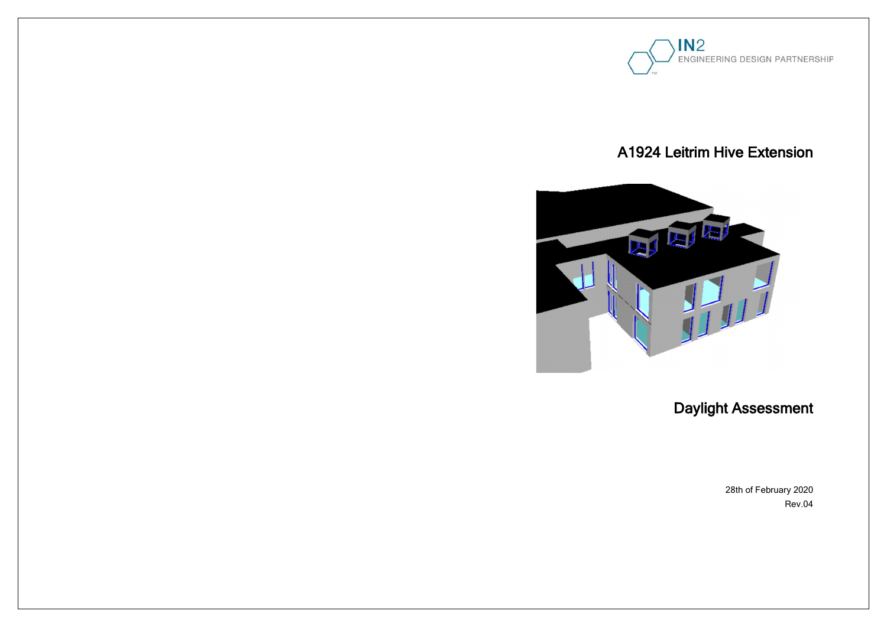IN2
ENGINEERING DESIGN PARTNERSHIP

# A1924 Leitrim Hive Extension

# Daylight Assessment

28th of February 2020

Rev.04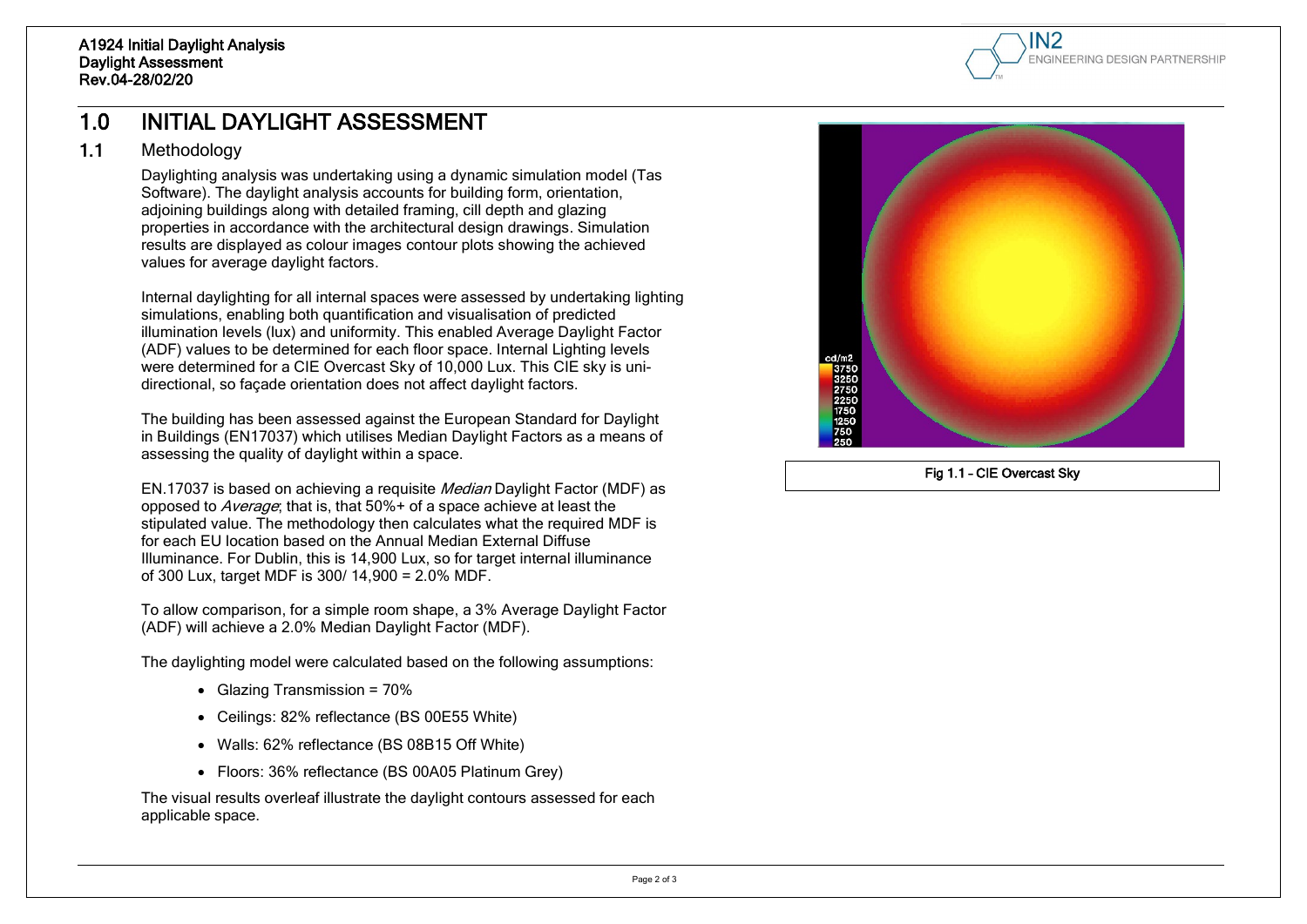# 1.0 INITIAL DAYLIGHT ASSESSMENT

## 1.1 Methodology

Daylighting analysis was undertaking using a dynamic simulation model (Tas Software). The daylight analysis accounts for building form, orientation, adjoining buildings along with detailed framing, cill depth and glazing properties in accordance with the architectural design drawings. Simulation results are displayed as colour images contour plots showing the achieved values for average daylight factors.

Internal daylighting for all internal spaces were assessed by undertaking lighting simulations, enabling both quantification and visualisation of predicted illumination levels (lux) and uniformity. This enabled Average Daylight Factor (ADF) values to be determined for each floor space. Internal Lighting levels were determined for a CIE Overcast Sky of 10,000 Lux. This CIE sky is uni-directional, so façade orientation does not affect daylight factors.

The building has been assessed against the European Standard for Daylight in Buildings (EN17037) which utilises Median Daylight Factors as a means of assessing the quality of daylight within a space.

EN.17037 is based on achieving a requisite *Median* Daylight Factor (MDF) as opposed to *Average*; that is, that 50%+ of a space achieve at least the stipulated value. The methodology then calculates what the required MDF is for each EU location based on the Annual Median External Diffuse Illuminance. For Dublin, this is 14,900 Lux, so for target internal illuminance of 300 Lux, target MDF is 300/ 14,900 = 2.0% MDF.

To allow comparison, for a simple room shape, a 3% Average Daylight Factor (ADF) will achieve a 2.0% Median Daylight Factor (MDF).

The daylighting model were calculated based on the following assumptions:

- Glazing Transmission = 70%
- Ceilings: 82% reflectance (BS 00E55 White)
- Walls: 62% reflectance (BS 08B15 Off White)
- Floors: 36% reflectance (BS 00A05 Platinum Grey)

The visual results overleaf illustrate the daylight contours assessed for each applicable space.

Fig 1.1 – CIE Overcast Sky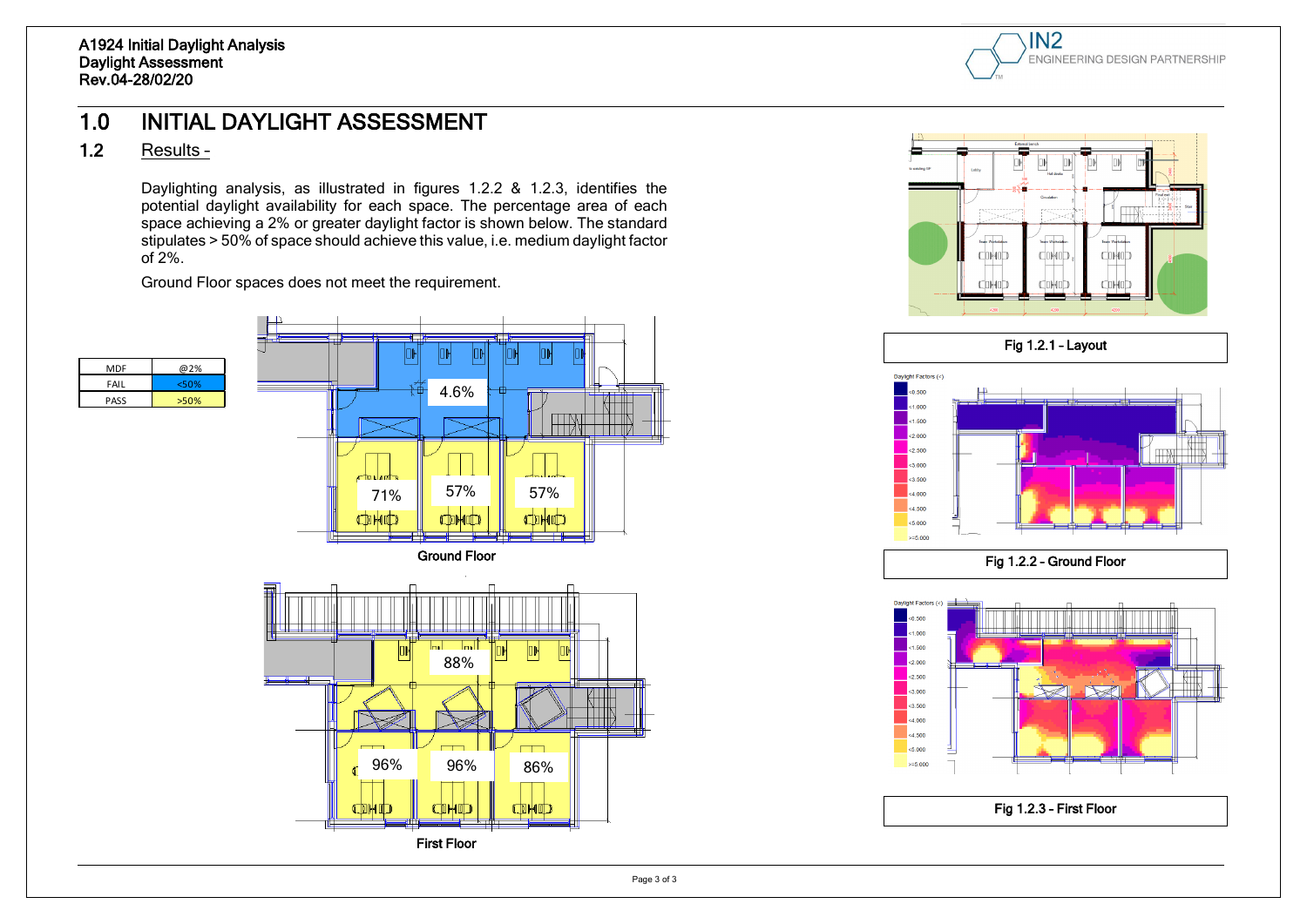# 1.0 INITIAL DAYLIGHT ASSESSMENT

## 1.2 Results –

Daylighting analysis, as illustrated in figures 1.2.2 & 1.2.3, identifies the potential daylight availability for each space. The percentage area of each space achieving a 2% or greater daylight factor is shown below. The standard stipulates > 50% of space should achieve this value, i.e. medium daylight factor of 2%.

Ground Floor spaces does not meet the requirement.

| MDF | @2% |
|---|---|
| FAIL | <50% |
| PASS | >50% |

4.6%
71%
57%
57%

Ground Floor

88%
96%
96%
86%

First Floor

Fig 1.2.1 – Layout

Daylight Factors (<)
<0.500
<1.000
<1.500
<2.000
<2.500
<3.000
<3.500
<4.000
<4.500
<5.000
>=5.000

Fig 1.2.2 – Ground Floor

Daylight Factors (<)
<0.500
<1.000
<1.500
<2.000
<2.500
<3.000
<3.500
<4.000
<4.500
<5.000
>=5.000

Fig 1.2.3 – First Floor